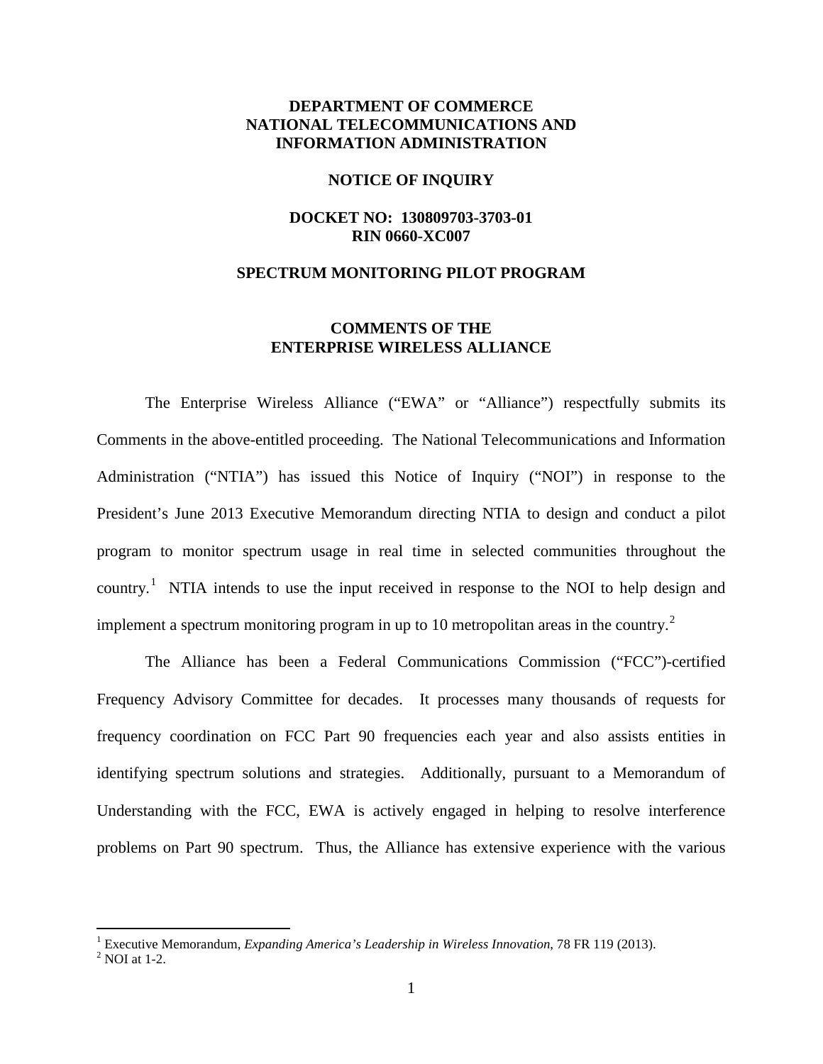**DEPARTMENT OF COMMERCE**
**NATIONAL TELECOMMUNICATIONS AND INFORMATION ADMINISTRATION**

**NOTICE OF INQUIRY**

**DOCKET NO: 130809703-3703-01**
**RIN 0660-XC007**

**SPECTRUM MONITORING PILOT PROGRAM**

**COMMENTS OF THE ENTERPRISE WIRELESS ALLIANCE**

The Enterprise Wireless Alliance ("EWA" or "Alliance") respectfully submits its Comments in the above-entitled proceeding. The National Telecommunications and Information Administration ("NTIA") has issued this Notice of Inquiry ("NOI") in response to the President's June 2013 Executive Memorandum directing NTIA to design and conduct a pilot program to monitor spectrum usage in real time in selected communities throughout the country.[1] NTIA intends to use the input received in response to the NOI to help design and implement a spectrum monitoring program in up to 10 metropolitan areas in the country.[2]

The Alliance has been a Federal Communications Commission ("FCC")-certified Frequency Advisory Committee for decades. It processes many thousands of requests for frequency coordination on FCC Part 90 frequencies each year and also assists entities in identifying spectrum solutions and strategies. Additionally, pursuant to a Memorandum of Understanding with the FCC, EWA is actively engaged in helping to resolve interference problems on Part 90 spectrum. Thus, the Alliance has extensive experience with the various

---

[1] Executive Memorandum, *Expanding America's Leadership in Wireless Innovation*, 78 FR 119 (2013).
[2] NOI at 1-2.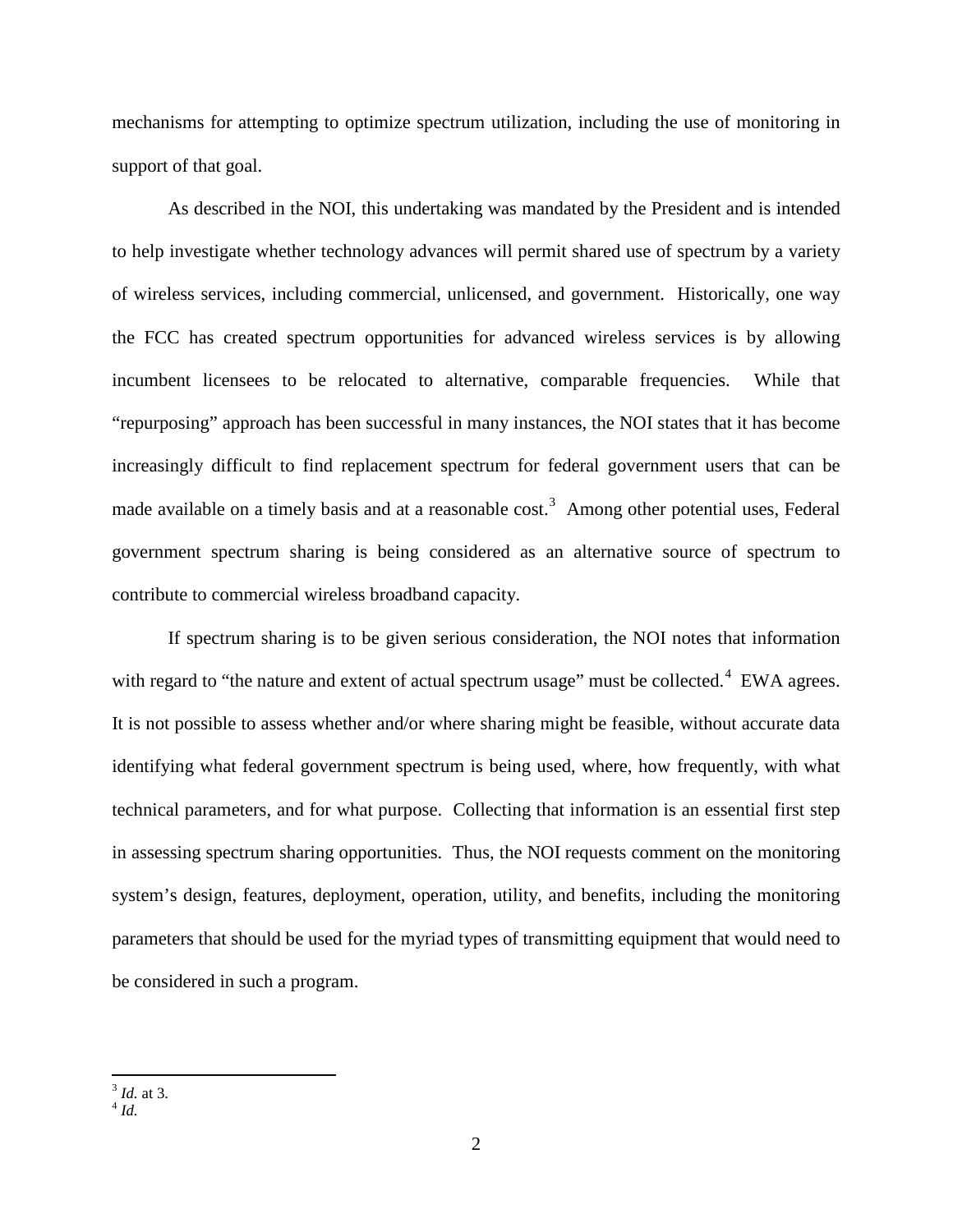mechanisms for attempting to optimize spectrum utilization, including the use of monitoring in support of that goal.

As described in the NOI, this undertaking was mandated by the President and is intended to help investigate whether technology advances will permit shared use of spectrum by a variety of wireless services, including commercial, unlicensed, and government. Historically, one way the FCC has created spectrum opportunities for advanced wireless services is by allowing incumbent licensees to be relocated to alternative, comparable frequencies. While that "repurposing" approach has been successful in many instances, the NOI states that it has become increasingly difficult to find replacement spectrum for federal government users that can be made available on a timely basis and at a reasonable cost.[3] Among other potential uses, Federal government spectrum sharing is being considered as an alternative source of spectrum to contribute to commercial wireless broadband capacity.

If spectrum sharing is to be given serious consideration, the NOI notes that information with regard to "the nature and extent of actual spectrum usage" must be collected.[4] EWA agrees. It is not possible to assess whether and/or where sharing might be feasible, without accurate data identifying what federal government spectrum is being used, where, how frequently, with what technical parameters, and for what purpose. Collecting that information is an essential first step in assessing spectrum sharing opportunities. Thus, the NOI requests comment on the monitoring system's design, features, deployment, operation, utility, and benefits, including the monitoring parameters that should be used for the myriad types of transmitting equipment that would need to be considered in such a program.

---

[3] *Id.* at 3.
[4] *Id.*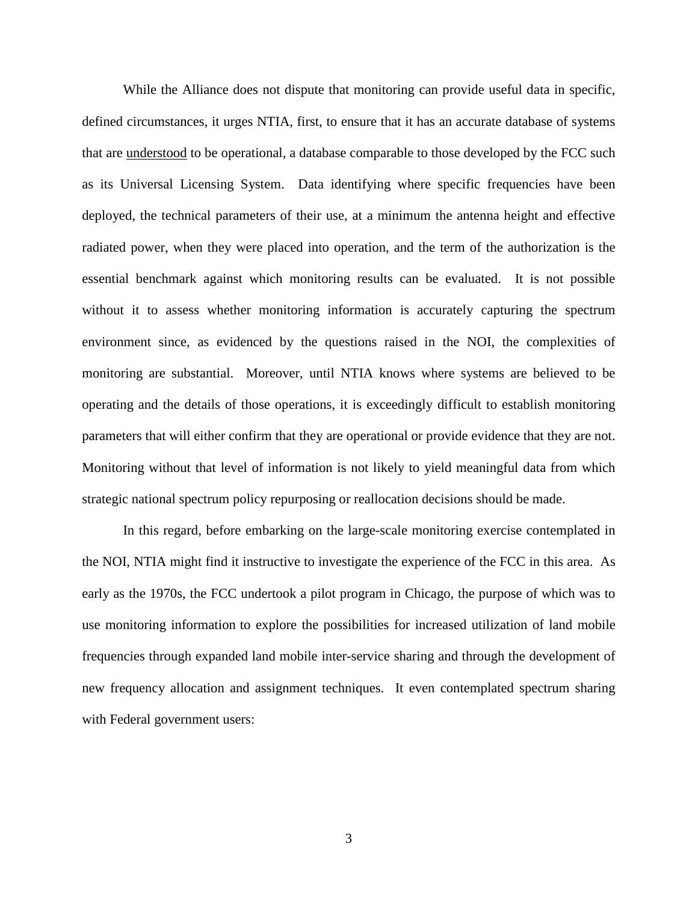While the Alliance does not dispute that monitoring can provide useful data in specific, defined circumstances, it urges NTIA, first, to ensure that it has an accurate database of systems that are <u>understood</u> to be operational, a database comparable to those developed by the FCC such as its Universal Licensing System. Data identifying where specific frequencies have been deployed, the technical parameters of their use, at a minimum the antenna height and effective radiated power, when they were placed into operation, and the term of the authorization is the essential benchmark against which monitoring results can be evaluated. It is not possible without it to assess whether monitoring information is accurately capturing the spectrum environment since, as evidenced by the questions raised in the NOI, the complexities of monitoring are substantial. Moreover, until NTIA knows where systems are believed to be operating and the details of those operations, it is exceedingly difficult to establish monitoring parameters that will either confirm that they are operational or provide evidence that they are not. Monitoring without that level of information is not likely to yield meaningful data from which strategic national spectrum policy repurposing or reallocation decisions should be made.

In this regard, before embarking on the large-scale monitoring exercise contemplated in the NOI, NTIA might find it instructive to investigate the experience of the FCC in this area. As early as the 1970s, the FCC undertook a pilot program in Chicago, the purpose of which was to use monitoring information to explore the possibilities for increased utilization of land mobile frequencies through expanded land mobile inter-service sharing and through the development of new frequency allocation and assignment techniques. It even contemplated spectrum sharing with Federal government users: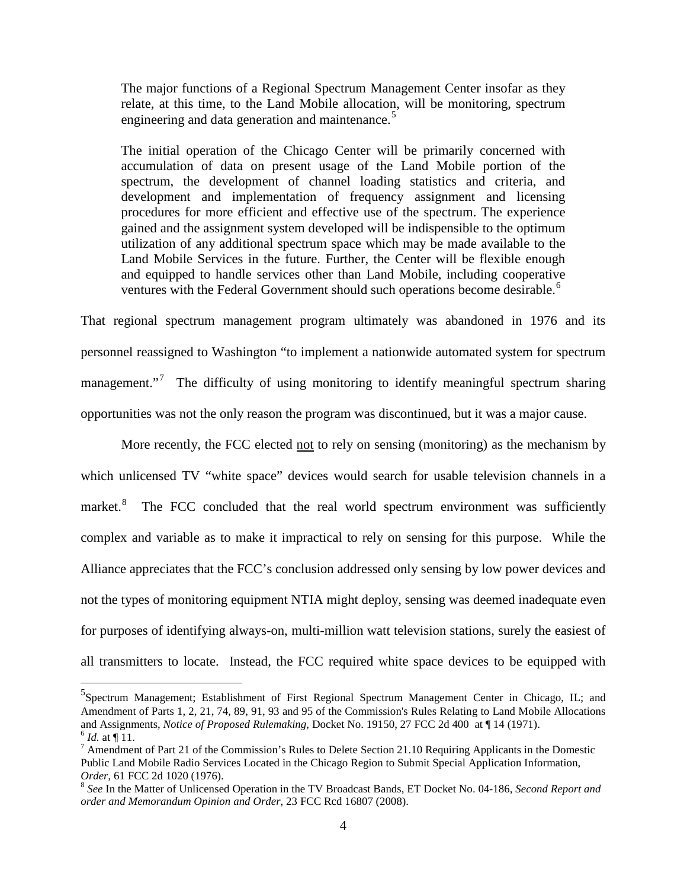> The major functions of a Regional Spectrum Management Center insofar as they relate, at this time, to the Land Mobile allocation, will be monitoring, spectrum engineering and data generation and maintenance.[5]
>
> The initial operation of the Chicago Center will be primarily concerned with accumulation of data on present usage of the Land Mobile portion of the spectrum, the development of channel loading statistics and criteria, and development and implementation of frequency assignment and licensing procedures for more efficient and effective use of the spectrum. The experience gained and the assignment system developed will be indispensible to the optimum utilization of any additional spectrum space which may be made available to the Land Mobile Services in the future. Further, the Center will be flexible enough and equipped to handle services other than Land Mobile, including cooperative ventures with the Federal Government should such operations become desirable.[6]

That regional spectrum management program ultimately was abandoned in 1976 and its personnel reassigned to Washington "to implement a nationwide automated system for spectrum management."[7] The difficulty of using monitoring to identify meaningful spectrum sharing opportunities was not the only reason the program was discontinued, but it was a major cause.

More recently, the FCC elected <u>not</u> to rely on sensing (monitoring) as the mechanism by which unlicensed TV "white space" devices would search for usable television channels in a market.[8] The FCC concluded that the real world spectrum environment was sufficiently complex and variable as to make it impractical to rely on sensing for this purpose. While the Alliance appreciates that the FCC's conclusion addressed only sensing by low power devices and not the types of monitoring equipment NTIA might deploy, sensing was deemed inadequate even for purposes of identifying always-on, multi-million watt television stations, surely the easiest of all transmitters to locate. Instead, the FCC required white space devices to be equipped with

---

[5] Spectrum Management; Establishment of First Regional Spectrum Management Center in Chicago, IL; and Amendment of Parts 1, 2, 21, 74, 89, 91, 93 and 95 of the Commission's Rules Relating to Land Mobile Allocations and Assignments, *Notice of Proposed Rulemaking,* Docket No. 19150, 27 FCC 2d 400 at ¶ 14 (1971).

[6] *Id.* at ¶ 11.

[7] Amendment of Part 21 of the Commission's Rules to Delete Section 21.10 Requiring Applicants in the Domestic Public Land Mobile Radio Services Located in the Chicago Region to Submit Special Application Information, *Order,* 61 FCC 2d 1020 (1976).

[8] *See* In the Matter of Unlicensed Operation in the TV Broadcast Bands, ET Docket No. 04-186, *Second Report and order and Memorandum Opinion and Order,* 23 FCC Rcd 16807 (2008).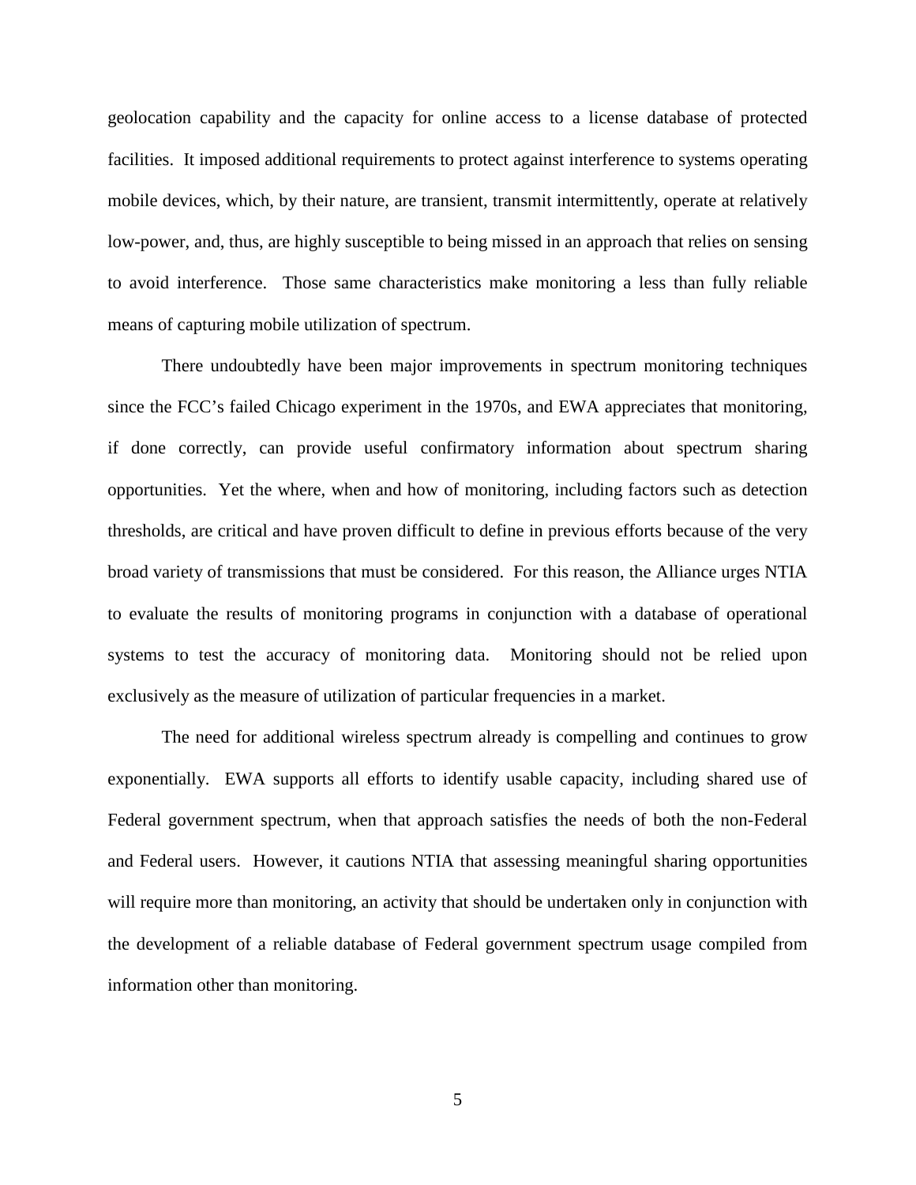geolocation capability and the capacity for online access to a license database of protected facilities. It imposed additional requirements to protect against interference to systems operating mobile devices, which, by their nature, are transient, transmit intermittently, operate at relatively low-power, and, thus, are highly susceptible to being missed in an approach that relies on sensing to avoid interference. Those same characteristics make monitoring a less than fully reliable means of capturing mobile utilization of spectrum.

There undoubtedly have been major improvements in spectrum monitoring techniques since the FCC's failed Chicago experiment in the 1970s, and EWA appreciates that monitoring, if done correctly, can provide useful confirmatory information about spectrum sharing opportunities. Yet the where, when and how of monitoring, including factors such as detection thresholds, are critical and have proven difficult to define in previous efforts because of the very broad variety of transmissions that must be considered. For this reason, the Alliance urges NTIA to evaluate the results of monitoring programs in conjunction with a database of operational systems to test the accuracy of monitoring data. Monitoring should not be relied upon exclusively as the measure of utilization of particular frequencies in a market.

The need for additional wireless spectrum already is compelling and continues to grow exponentially. EWA supports all efforts to identify usable capacity, including shared use of Federal government spectrum, when that approach satisfies the needs of both the non-Federal and Federal users. However, it cautions NTIA that assessing meaningful sharing opportunities will require more than monitoring, an activity that should be undertaken only in conjunction with the development of a reliable database of Federal government spectrum usage compiled from information other than monitoring.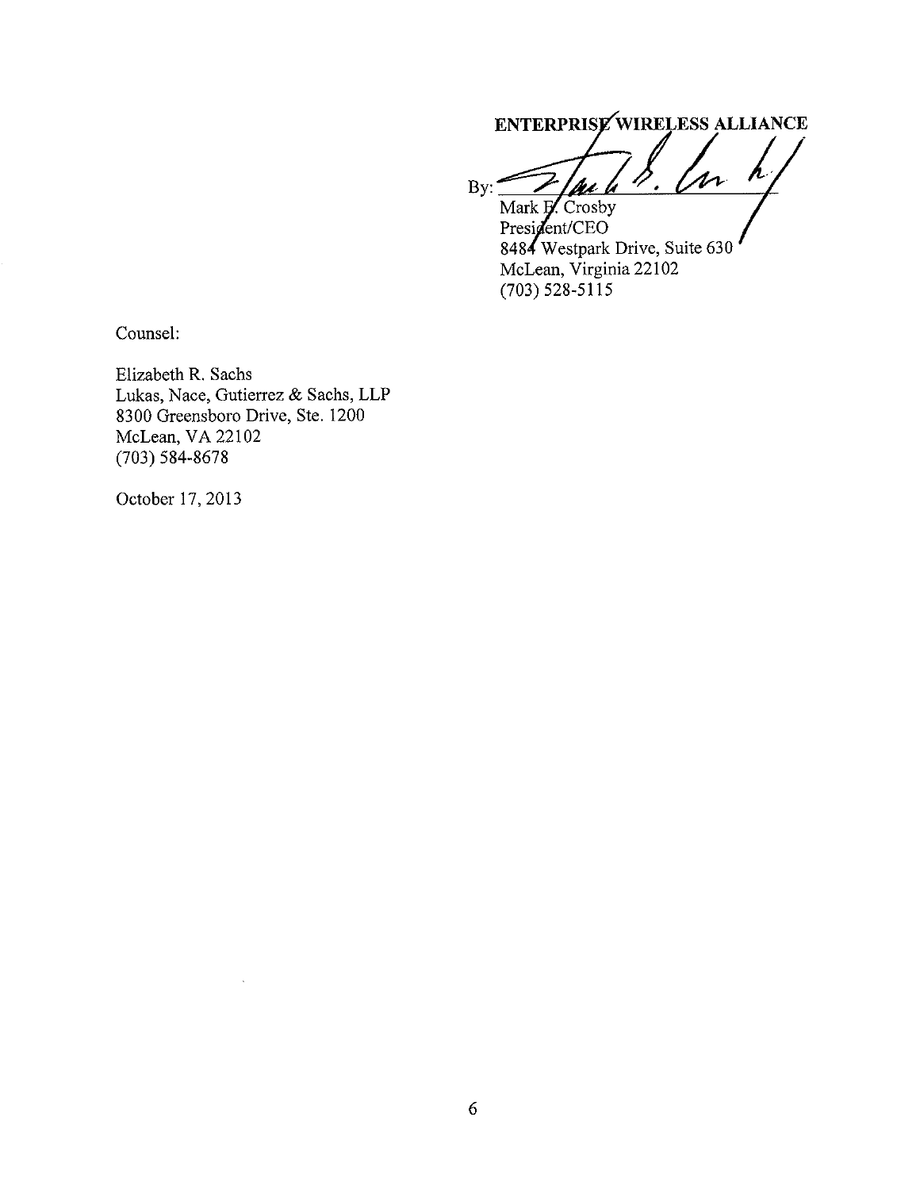**ENTERPRISE WIRELESS ALLIANCE**

By: ______________________

Mark E. Crosby
President/CEO
8484 Westpark Drive, Suite 630
McLean, Virginia 22102
(703) 528-5115

Counsel:

Elizabeth R. Sachs
Lukas, Nace, Gutierrez & Sachs, LLP
8300 Greensboro Drive, Ste. 1200
McLean, VA 22102
(703) 584-8678

October 17, 2013